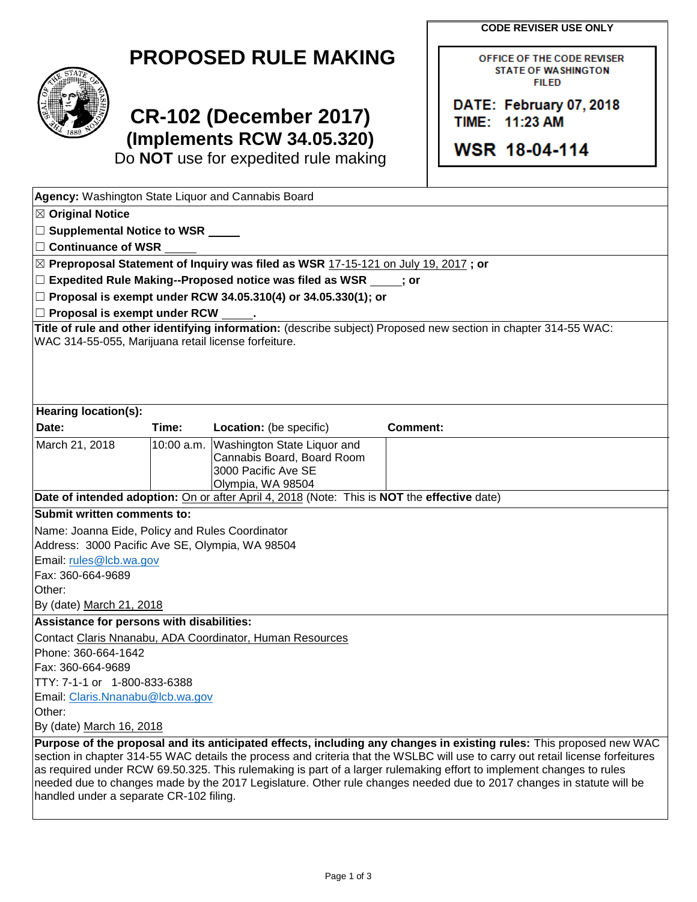**CODE REVISER USE ONLY**

OFFICE OF THE CODE REVISER
STATE OF WASHINGTON
FILED

DATE: February 07, 2018
TIME: 11:23 AM

WSR 18-04-114

# PROPOSED RULE MAKING

## CR-102 (December 2017)
## (Implements RCW 34.05.320)

Do **NOT** use for expedited rule making

**Agency:** Washington State Liquor and Cannabis Board

☒ **Original Notice**

☐ **Supplemental Notice to WSR** _____

☐ **Continuance of WSR** _____

☒ **Preproposal Statement of Inquiry was filed as WSR** 17-15-121 on July 19, 2017 **; or**

☐ **Expedited Rule Making--Proposed notice was filed as WSR** _____**; or**

☐ **Proposal is exempt under RCW 34.05.310(4) or 34.05.330(1); or**

☐ **Proposal is exempt under RCW** _____**.**

**Title of rule and other identifying information:** (describe subject) Proposed new section in chapter 314-55 WAC: WAC 314-55-055, Marijuana retail license forfeiture.

**Hearing location(s):**

| Date: | Time: | Location: (be specific) | Comment: |
|---|---|---|---|
| March 21, 2018 | 10:00 a.m. | Washington State Liquor and Cannabis Board, Board Room 3000 Pacific Ave SE Olympia, WA 98504 | |

**Date of intended adoption:** On or after April 4, 2018 (Note: This is **NOT** the **effective** date)

**Submit written comments to:**

Name: Joanna Eide, Policy and Rules Coordinator
Address: 3000 Pacific Ave SE, Olympia, WA 98504
Email: rules@lcb.wa.gov
Fax: 360-664-9689
Other:
By (date) March 21, 2018

**Assistance for persons with disabilities:**

Contact Claris Nnanabu, ADA Coordinator, Human Resources
Phone: 360-664-1642
Fax: 360-664-9689
TTY: 7-1-1 or 1-800-833-6388
Email: Claris.Nnanabu@lcb.wa.gov
Other:
By (date) March 16, 2018

**Purpose of the proposal and its anticipated effects, including any changes in existing rules:** This proposed new WAC section in chapter 314-55 WAC details the process and criteria that the WSLBC will use to carry out retail license forfeitures as required under RCW 69.50.325. This rulemaking is part of a larger rulemaking effort to implement changes to rules needed due to changes made by the 2017 Legislature. Other rule changes needed due to 2017 changes in statute will be handled under a separate CR-102 filing.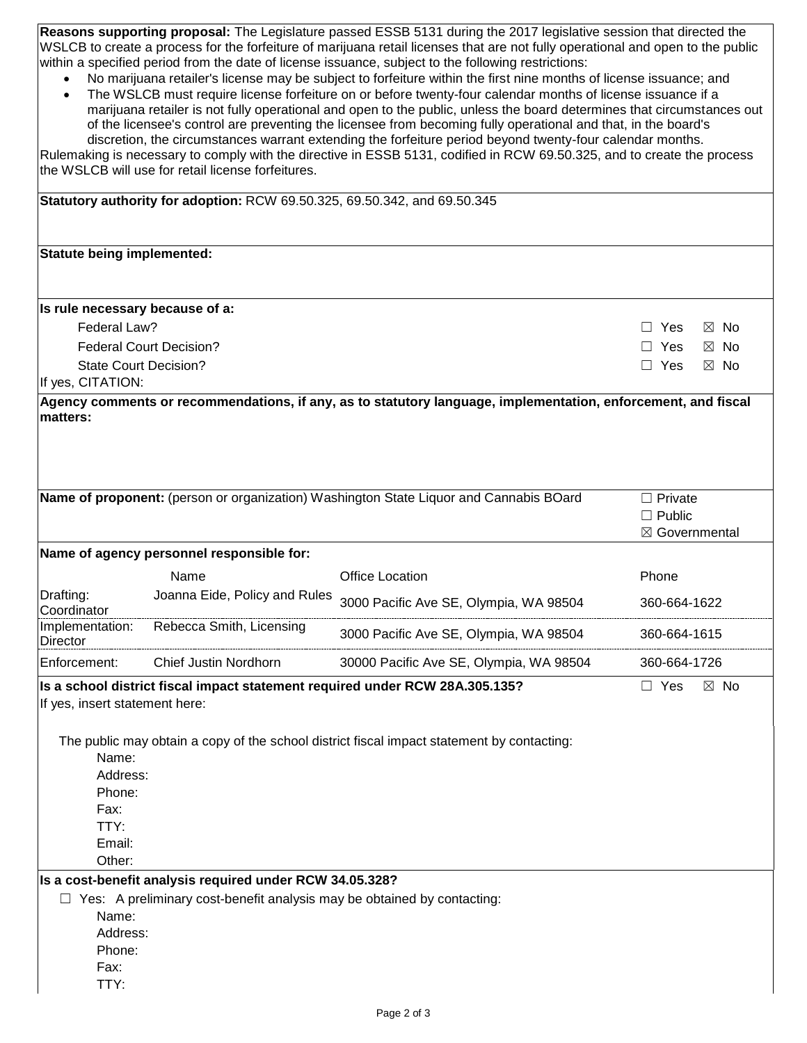**Reasons supporting proposal:** The Legislature passed ESSB 5131 during the 2017 legislative session that directed the WSLCB to create a process for the forfeiture of marijuana retail licenses that are not fully operational and open to the public within a specified period from the date of license issuance, subject to the following restrictions:

- No marijuana retailer's license may be subject to forfeiture within the first nine months of license issuance; and
- The WSLCB must require license forfeiture on or before twenty-four calendar months of license issuance if a marijuana retailer is not fully operational and open to the public, unless the board determines that circumstances out of the licensee's control are preventing the licensee from becoming fully operational and that, in the board's discretion, the circumstances warrant extending the forfeiture period beyond twenty-four calendar months.

Rulemaking is necessary to comply with the directive in ESSB 5131, codified in RCW 69.50.325, and to create the process the WSLCB will use for retail license forfeitures.

**Statutory authority for adoption:** RCW 69.50.325, 69.50.342, and 69.50.345

**Statute being implemented:**

**Is rule necessary because of a:**

| | |
|---|---|
| Federal Law? | ☐ Yes ☒ No |
| Federal Court Decision? | ☐ Yes ☒ No |
| State Court Decision? | ☐ Yes ☒ No |

If yes, CITATION:

**Agency comments or recommendations, if any, as to statutory language, implementation, enforcement, and fiscal matters:**

**Name of proponent:** (person or organization) Washington State Liquor and Cannabis BOard

☐ Private
☐ Public
☒ Governmental

**Name of agency personnel responsible for:**

| | Name | Office Location | Phone |
|---|---|---|---|
| Drafting: | Joanna Eide, Policy and Rules Coordinator | 3000 Pacific Ave SE, Olympia, WA 98504 | 360-664-1622 |
| Implementation: | Rebecca Smith, Licensing Director | 3000 Pacific Ave SE, Olympia, WA 98504 | 360-664-1615 |
| Enforcement: | Chief Justin Nordhorn | 30000 Pacific Ave SE, Olympia, WA 98504 | 360-664-1726 |

**Is a school district fiscal impact statement required under RCW 28A.305.135?** ☐ Yes ☒ No

If yes, insert statement here:

The public may obtain a copy of the school district fiscal impact statement by contacting:

Name:
Address:
Phone:
Fax:
TTY:
Email:
Other:

**Is a cost-benefit analysis required under RCW 34.05.328?**

☐ Yes: A preliminary cost-benefit analysis may be obtained by contacting:

Name:
Address:
Phone:
Fax:
TTY: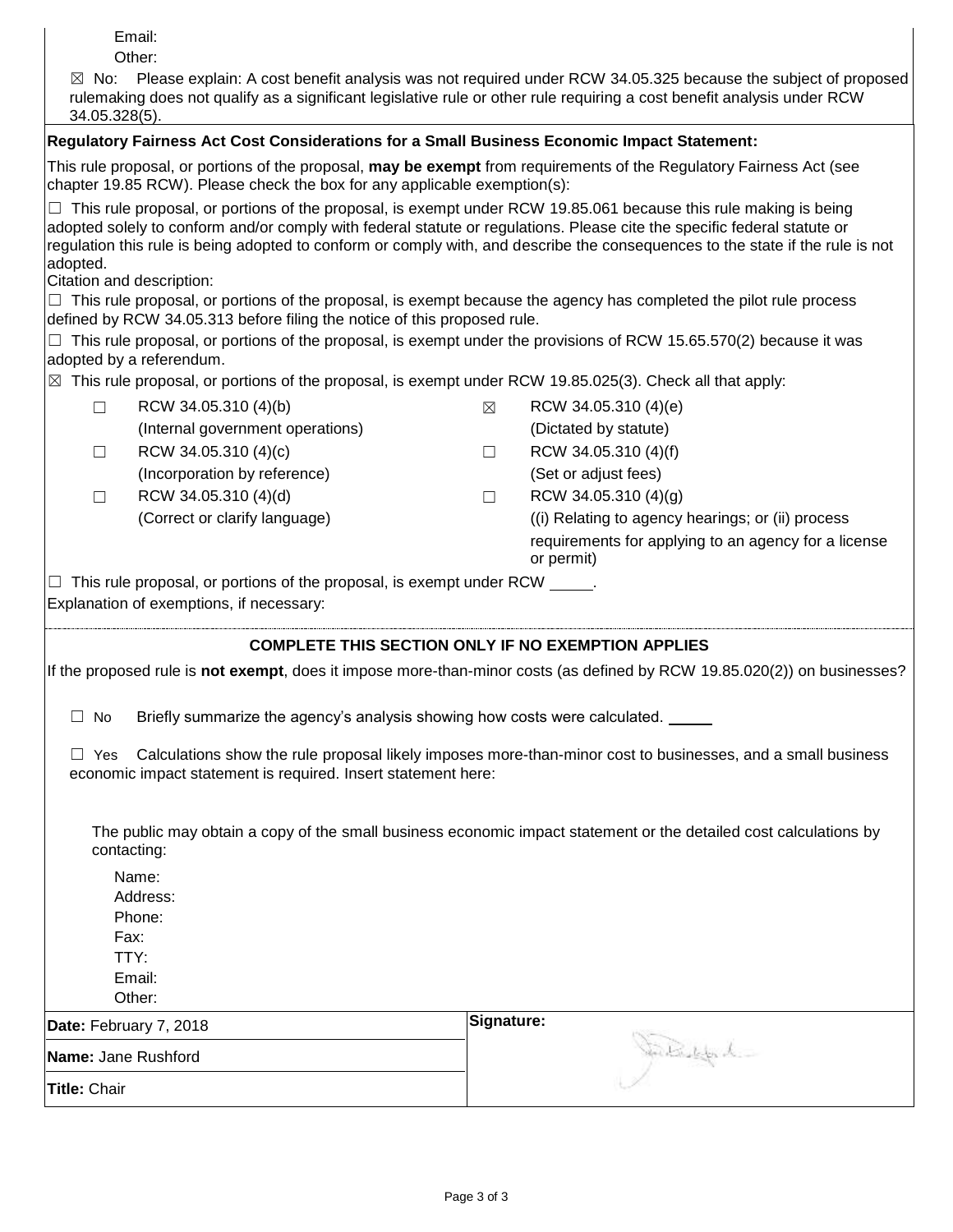Email:

Other:

☒ No: Please explain: A cost benefit analysis was not required under RCW 34.05.325 because the subject of proposed rulemaking does not qualify as a significant legislative rule or other rule requiring a cost benefit analysis under RCW 34.05.328(5).

**Regulatory Fairness Act Cost Considerations for a Small Business Economic Impact Statement:**

This rule proposal, or portions of the proposal, **may be exempt** from requirements of the Regulatory Fairness Act (see chapter 19.85 RCW). Please check the box for any applicable exemption(s):

☐ This rule proposal, or portions of the proposal, is exempt under RCW 19.85.061 because this rule making is being adopted solely to conform and/or comply with federal statute or regulations. Please cite the specific federal statute or regulation this rule is being adopted to conform or comply with, and describe the consequences to the state if the rule is not adopted.

Citation and description:

☐ This rule proposal, or portions of the proposal, is exempt because the agency has completed the pilot rule process defined by RCW 34.05.313 before filing the notice of this proposed rule.

☐ This rule proposal, or portions of the proposal, is exempt under the provisions of RCW 15.65.570(2) because it was adopted by a referendum.

☒ This rule proposal, or portions of the proposal, is exempt under RCW 19.85.025(3). Check all that apply:

| | | | |
|---|---|---|---|
| ☐ | RCW 34.05.310 (4)(b) (Internal government operations) | ☒ | RCW 34.05.310 (4)(e) (Dictated by statute) |
| ☐ | RCW 34.05.310 (4)(c) (Incorporation by reference) | ☐ | RCW 34.05.310 (4)(f) (Set or adjust fees) |
| ☐ | RCW 34.05.310 (4)(d) (Correct or clarify language) | ☐ | RCW 34.05.310 (4)(g) ((i) Relating to agency hearings; or (ii) process requirements for applying to an agency for a license or permit) |

☐ This rule proposal, or portions of the proposal, is exempt under RCW _____.

Explanation of exemptions, if necessary:

**COMPLETE THIS SECTION ONLY IF NO EXEMPTION APPLIES**

If the proposed rule is **not exempt**, does it impose more-than-minor costs (as defined by RCW 19.85.020(2)) on businesses?

☐ No Briefly summarize the agency's analysis showing how costs were calculated. _____

☐ Yes Calculations show the rule proposal likely imposes more-than-minor cost to businesses, and a small business economic impact statement is required. Insert statement here:

The public may obtain a copy of the small business economic impact statement or the detailed cost calculations by contacting:

Name:

Address:

Phone:

Fax:

TTY:

Email:

Other:

| | |
|---|---|
| **Date:** February 7, 2018 | **Signature:** |
| **Name:** Jane Rushford | |
| **Title:** Chair | |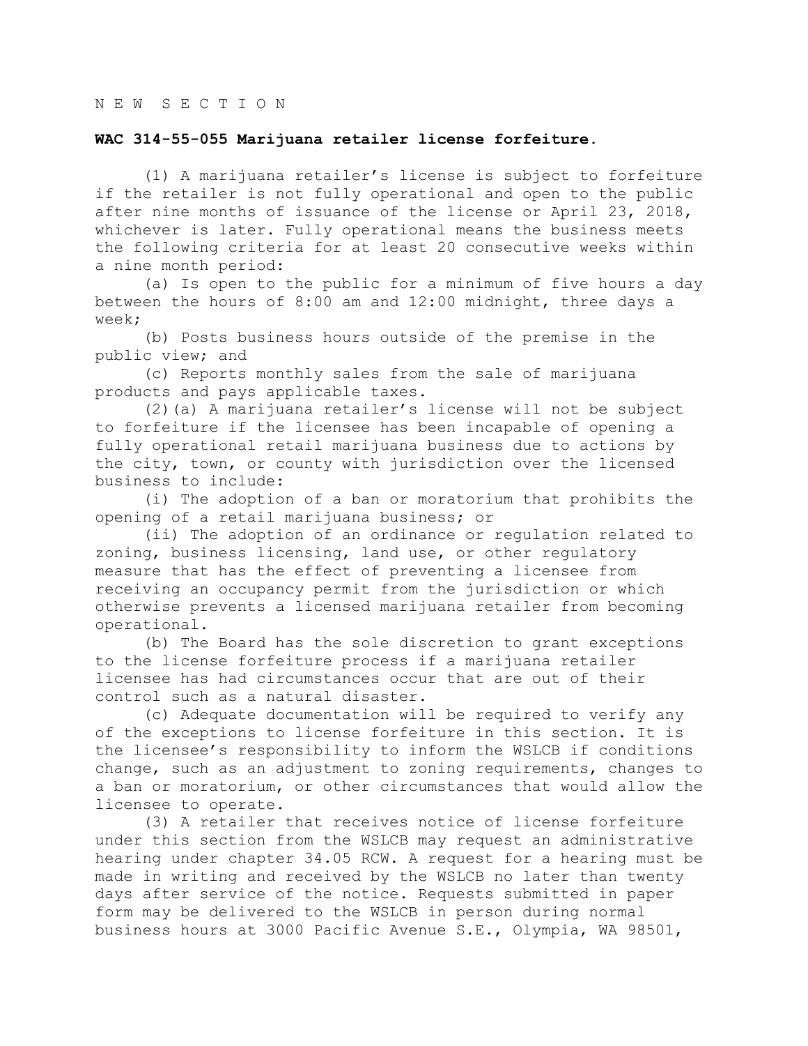N E W   S E C T I O N

**WAC 314-55-055 Marijuana retailer license forfeiture.**

(1) A marijuana retailer's license is subject to forfeiture if the retailer is not fully operational and open to the public after nine months of issuance of the license or April 23, 2018, whichever is later. Fully operational means the business meets the following criteria for at least 20 consecutive weeks within a nine month period:

(a) Is open to the public for a minimum of five hours a day between the hours of 8:00 am and 12:00 midnight, three days a week;

(b) Posts business hours outside of the premise in the public view; and

(c) Reports monthly sales from the sale of marijuana products and pays applicable taxes.

(2)(a) A marijuana retailer's license will not be subject to forfeiture if the licensee has been incapable of opening a fully operational retail marijuana business due to actions by the city, town, or county with jurisdiction over the licensed business to include:

(i) The adoption of a ban or moratorium that prohibits the opening of a retail marijuana business; or

(ii) The adoption of an ordinance or regulation related to zoning, business licensing, land use, or other regulatory measure that has the effect of preventing a licensee from receiving an occupancy permit from the jurisdiction or which otherwise prevents a licensed marijuana retailer from becoming operational.

(b) The Board has the sole discretion to grant exceptions to the license forfeiture process if a marijuana retailer licensee has had circumstances occur that are out of their control such as a natural disaster.

(c) Adequate documentation will be required to verify any of the exceptions to license forfeiture in this section. It is the licensee's responsibility to inform the WSLCB if conditions change, such as an adjustment to zoning requirements, changes to a ban or moratorium, or other circumstances that would allow the licensee to operate.

(3) A retailer that receives notice of license forfeiture under this section from the WSLCB may request an administrative hearing under chapter 34.05 RCW. A request for a hearing must be made in writing and received by the WSLCB no later than twenty days after service of the notice. Requests submitted in paper form may be delivered to the WSLCB in person during normal business hours at 3000 Pacific Avenue S.E., Olympia, WA 98501,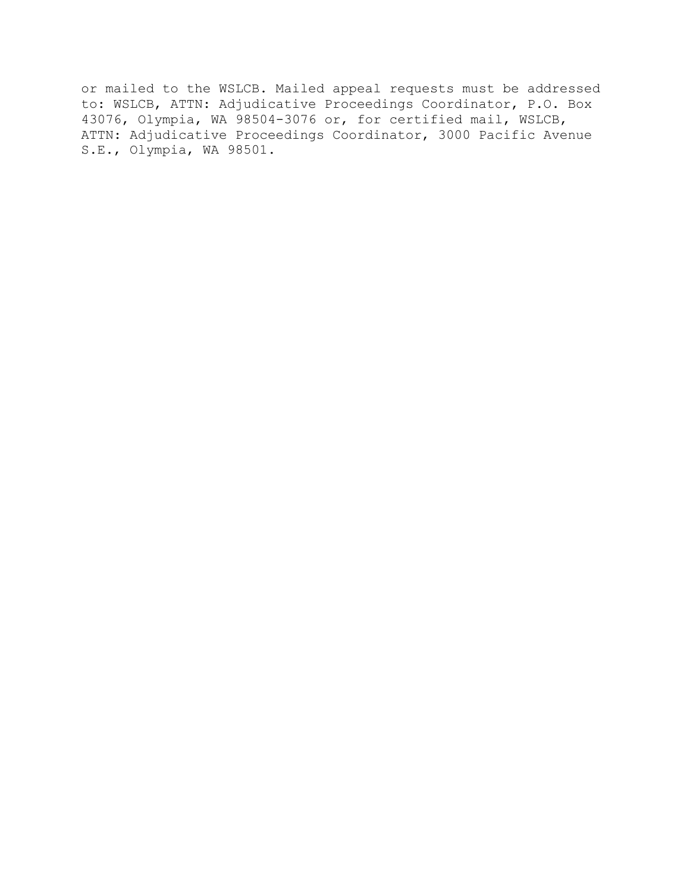or mailed to the WSLCB. Mailed appeal requests must be addressed to: WSLCB, ATTN: Adjudicative Proceedings Coordinator, P.O. Box 43076, Olympia, WA 98504-3076 or, for certified mail, WSLCB, ATTN: Adjudicative Proceedings Coordinator, 3000 Pacific Avenue S.E., Olympia, WA 98501.